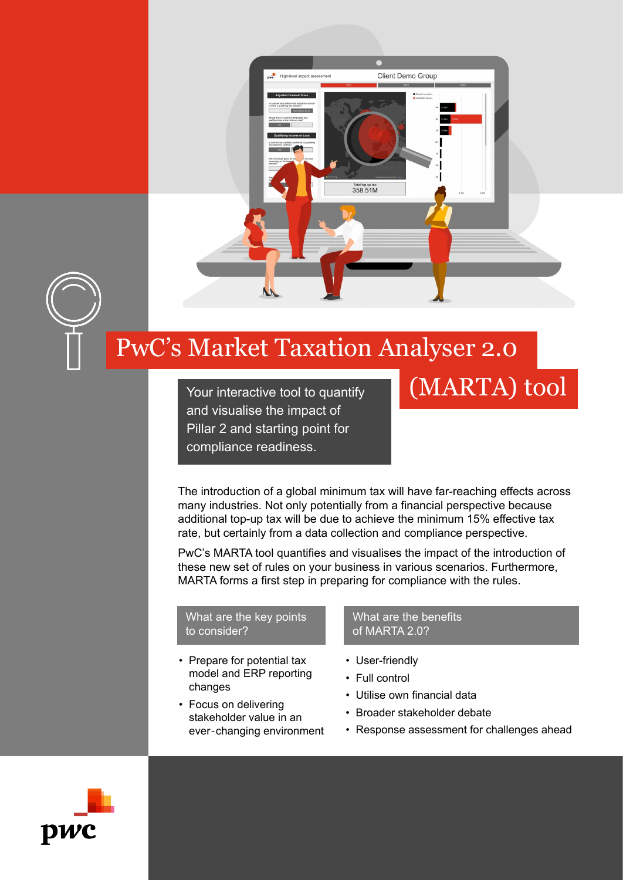# PwC's Market Taxation Analyser 2.0 (MARTA) tool

Your interactive tool to quantify and visualise the impact of Pillar 2 and starting point for compliance readiness.

The introduction of a global minimum tax will have far-reaching effects across many industries. Not only potentially from a financial perspective because additional top-up tax will be due to achieve the minimum 15% effective tax rate, but certainly from a data collection and compliance perspective.

PwC's MARTA tool quantifies and visualises the impact of the introduction of these new set of rules on your business in various scenarios. Furthermore, MARTA forms a first step in preparing for compliance with the rules.

## What are the key points to consider?

- Prepare for potential tax model and ERP reporting changes
- Focus on delivering stakeholder value in an ever-changing environment

## What are the benefits of MARTA 2.0?

- User-friendly
- Full control
- Utilise own financial data
- Broader stakeholder debate
- Response assessment for challenges ahead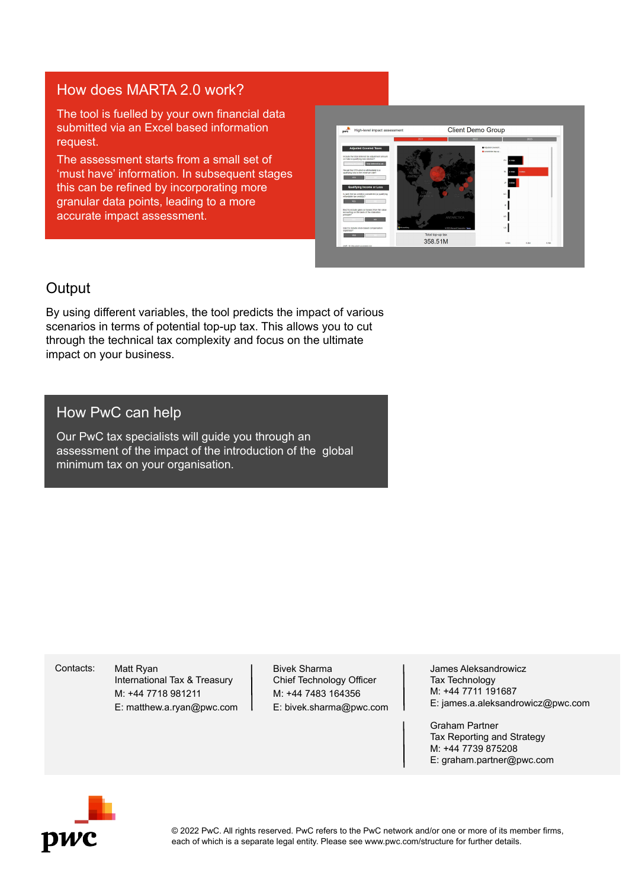## How does MARTA 2.0 work?

The tool is fuelled by your own financial data submitted via an Excel based information request.

The assessment starts from a small set of 'must have' information. In subsequent stages this can be refined by incorporating more granular data points, leading to a more accurate impact assessment.

## Output

By using different variables, the tool predicts the impact of various scenarios in terms of potential top-up tax. This allows you to cut through the technical tax complexity and focus on the ultimate impact on your business.

## How PwC can help

Our PwC tax specialists will guide you through an assessment of the impact of the introduction of the global minimum tax on your organisation.

Contacts:

Matt Ryan
International Tax & Treasury
M: +44 7718 981211
E: matthew.a.ryan@pwc.com

Bivek Sharma
Chief Technology Officer
M: +44 7483 164356
E: bivek.sharma@pwc.com

James Aleksandrowicz
Tax Technology
M: +44 7711 191687
E: james.a.aleksandrowicz@pwc.com

Graham Partner
Tax Reporting and Strategy
M: +44 7739 875208
E: graham.partner@pwc.com

© 2022 PwC. All rights reserved. PwC refers to the PwC network and/or one or more of its member firms, each of which is a separate legal entity. Please see www.pwc.com/structure for further details.